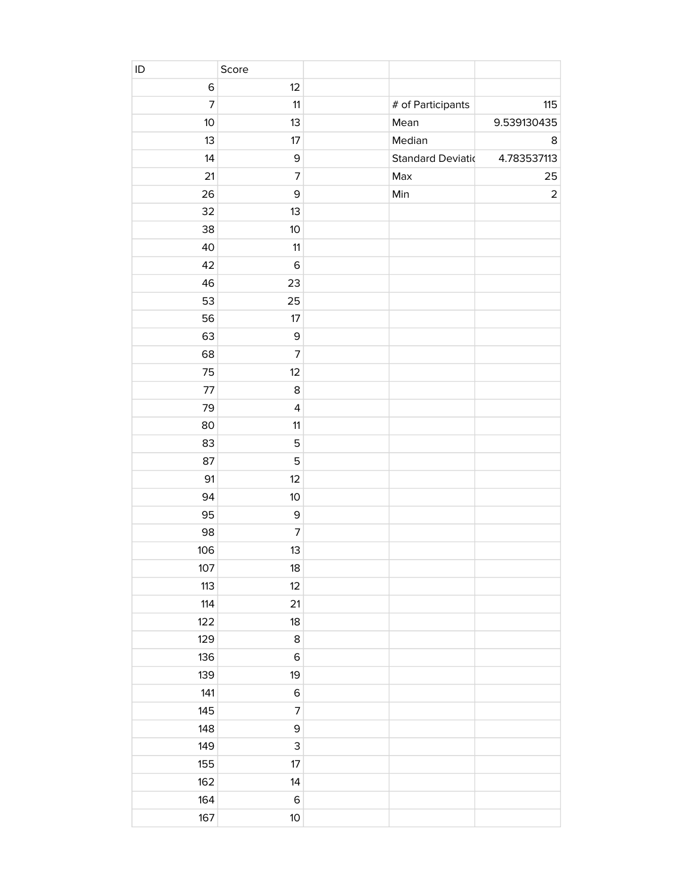| ID | Score | | | |
|---|---|---|---|---|
| 6 | 12 | | | |
| 7 | 11 | | # of Participants | 115 |
| 10 | 13 | | Mean | 9.539130435 |
| 13 | 17 | | Median | 8 |
| 14 | 9 | | Standard Deviatic | 4.783537113 |
| 21 | 7 | | Max | 25 |
| 26 | 9 | | Min | 2 |
| 32 | 13 | | | |
| 38 | 10 | | | |
| 40 | 11 | | | |
| 42 | 6 | | | |
| 46 | 23 | | | |
| 53 | 25 | | | |
| 56 | 17 | | | |
| 63 | 9 | | | |
| 68 | 7 | | | |
| 75 | 12 | | | |
| 77 | 8 | | | |
| 79 | 4 | | | |
| 80 | 11 | | | |
| 83 | 5 | | | |
| 87 | 5 | | | |
| 91 | 12 | | | |
| 94 | 10 | | | |
| 95 | 9 | | | |
| 98 | 7 | | | |
| 106 | 13 | | | |
| 107 | 18 | | | |
| 113 | 12 | | | |
| 114 | 21 | | | |
| 122 | 18 | | | |
| 129 | 8 | | | |
| 136 | 6 | | | |
| 139 | 19 | | | |
| 141 | 6 | | | |
| 145 | 7 | | | |
| 148 | 9 | | | |
| 149 | 3 | | | |
| 155 | 17 | | | |
| 162 | 14 | | | |
| 164 | 6 | | | |
| 167 | 10 | | | |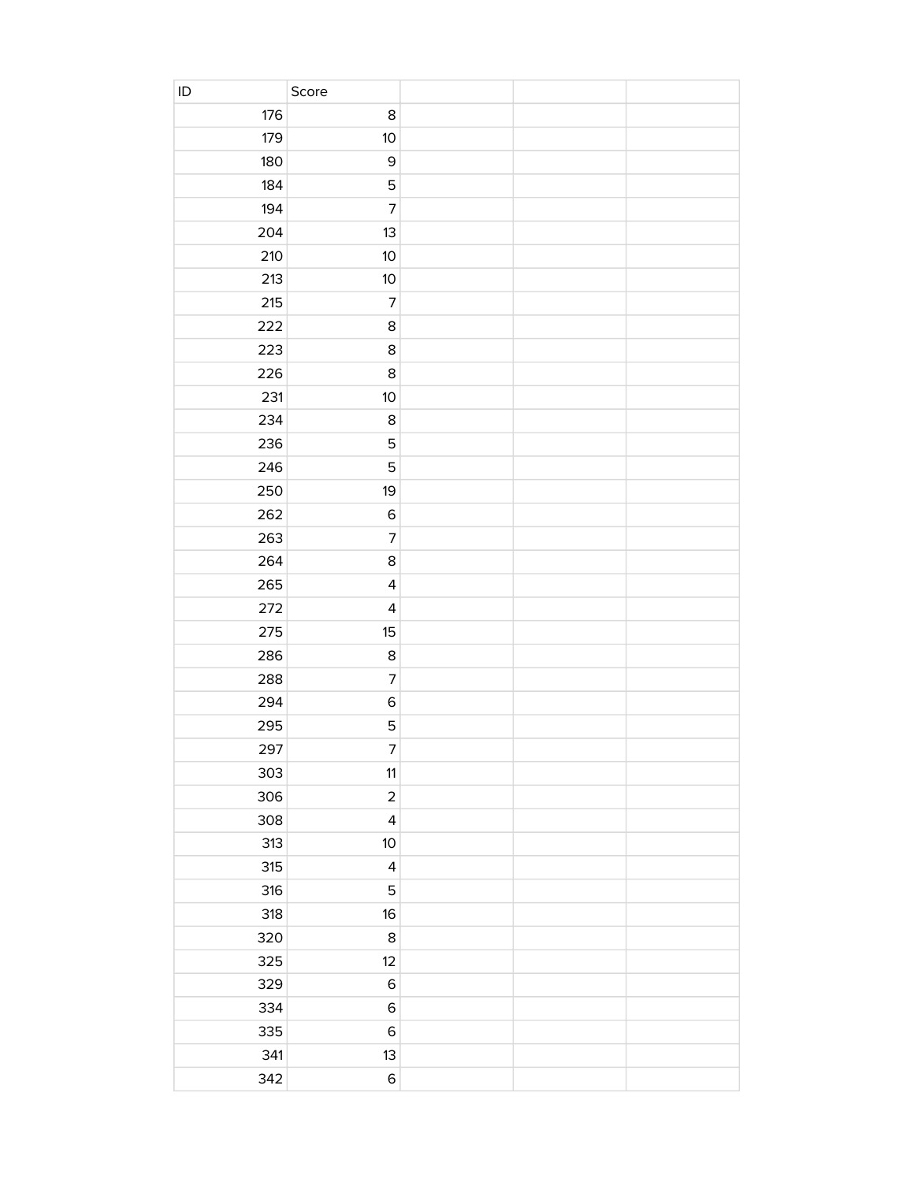| ID | Score | | | |
|---|---|---|---|---|
| 176 | 8 | | | |
| 179 | 10 | | | |
| 180 | 9 | | | |
| 184 | 5 | | | |
| 194 | 7 | | | |
| 204 | 13 | | | |
| 210 | 10 | | | |
| 213 | 10 | | | |
| 215 | 7 | | | |
| 222 | 8 | | | |
| 223 | 8 | | | |
| 226 | 8 | | | |
| 231 | 10 | | | |
| 234 | 8 | | | |
| 236 | 5 | | | |
| 246 | 5 | | | |
| 250 | 19 | | | |
| 262 | 6 | | | |
| 263 | 7 | | | |
| 264 | 8 | | | |
| 265 | 4 | | | |
| 272 | 4 | | | |
| 275 | 15 | | | |
| 286 | 8 | | | |
| 288 | 7 | | | |
| 294 | 6 | | | |
| 295 | 5 | | | |
| 297 | 7 | | | |
| 303 | 11 | | | |
| 306 | 2 | | | |
| 308 | 4 | | | |
| 313 | 10 | | | |
| 315 | 4 | | | |
| 316 | 5 | | | |
| 318 | 16 | | | |
| 320 | 8 | | | |
| 325 | 12 | | | |
| 329 | 6 | | | |
| 334 | 6 | | | |
| 335 | 6 | | | |
| 341 | 13 | | | |
| 342 | 6 | | | |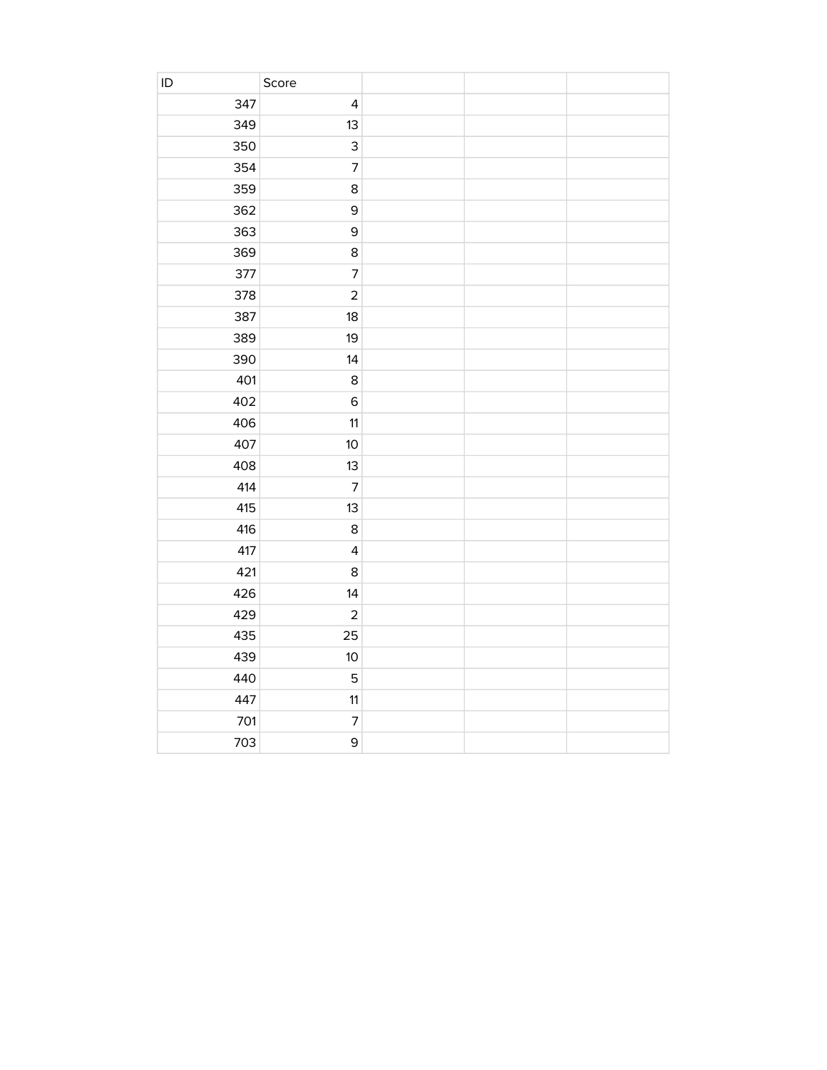| ID | Score | | | |
|---|---|---|---|---|
| 347 | 4 | | | |
| 349 | 13 | | | |
| 350 | 3 | | | |
| 354 | 7 | | | |
| 359 | 8 | | | |
| 362 | 9 | | | |
| 363 | 9 | | | |
| 369 | 8 | | | |
| 377 | 7 | | | |
| 378 | 2 | | | |
| 387 | 18 | | | |
| 389 | 19 | | | |
| 390 | 14 | | | |
| 401 | 8 | | | |
| 402 | 6 | | | |
| 406 | 11 | | | |
| 407 | 10 | | | |
| 408 | 13 | | | |
| 414 | 7 | | | |
| 415 | 13 | | | |
| 416 | 8 | | | |
| 417 | 4 | | | |
| 421 | 8 | | | |
| 426 | 14 | | | |
| 429 | 2 | | | |
| 435 | 25 | | | |
| 439 | 10 | | | |
| 440 | 5 | | | |
| 447 | 11 | | | |
| 701 | 7 | | | |
| 703 | 9 | | | |